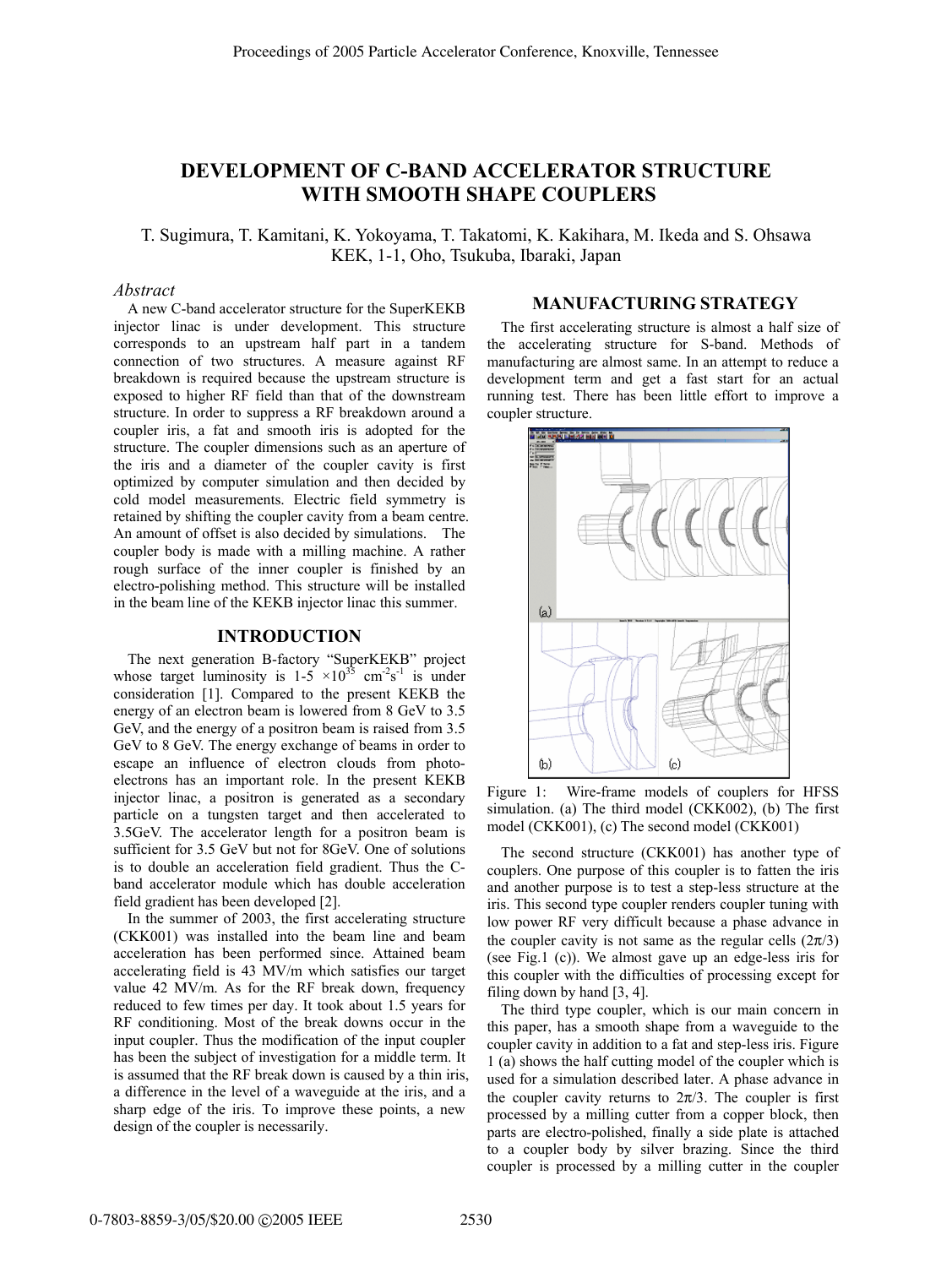# DEVELOPMENT OF C-BAND ACCELERATOR STRUCTURE WITH SMOOTH SHAPE COUPLERS

T. Sugimura, T. Kamitani, K. Yokoyama, T. Takatomi, K. Kakihara, M. Ikeda and S. Ohsawa
KEK, 1-1, Oho, Tsukuba, Ibaraki, Japan

### *Abstract*

A new C-band accelerator structure for the SuperKEKB injector linac is under development. This structure corresponds to an upstream half part in a tandem connection of two structures. A measure against RF breakdown is required because the upstream structure is exposed to higher RF field than that of the downstream structure. In order to suppress a RF breakdown around a coupler iris, a fat and smooth iris is adopted for the structure. The coupler dimensions such as an aperture of the iris and a diameter of the coupler cavity is first optimized by computer simulation and then decided by cold model measurements. Electric field symmetry is retained by shifting the coupler cavity from a beam centre. An amount of offset is also decided by simulations. The coupler body is made with a milling machine. A rather rough surface of the inner coupler is finished by an electro-polishing method. This structure will be installed in the beam line of the KEKB injector linac this summer.

## INTRODUCTION

The next generation B-factory "SuperKEKB" project whose target luminosity is 1-5 $\times 10^{35}$ $cm^{-2}s^{-1}$ is under consideration [1]. Compared to the present KEKB the energy of an electron beam is lowered from 8 GeV to 3.5 GeV, and the energy of a positron beam is raised from 3.5 GeV to 8 GeV. The energy exchange of beams in order to escape an influence of electron clouds from photo-electrons has an important role. In the present KEKB injector linac, a positron is generated as a secondary particle on a tungsten target and then accelerated to 3.5GeV. The accelerator length for a positron beam is sufficient for 3.5 GeV but not for 8GeV. One of solutions is to double an acceleration field gradient. Thus the C-band accelerator module which has double acceleration field gradient has been developed [2].

In the summer of 2003, the first accelerating structure (CKK001) was installed into the beam line and beam acceleration has been performed since. Attained beam accelerating field is 43 MV/m which satisfies our target value 42 MV/m. As for the RF break down, frequency reduced to few times per day. It took about 1.5 years for RF conditioning. Most of the break downs occur in the input coupler. Thus the modification of the input coupler has been the subject of investigation for a middle term. It is assumed that the RF break down is caused by a thin iris, a difference in the level of a waveguide at the iris, and a sharp edge of the iris. To improve these points, a new design of the coupler is necessarily.

## MANUFACTURING STRATEGY

The first accelerating structure is almost a half size of the accelerating structure for S-band. Methods of manufacturing are almost same. In an attempt to reduce a development term and get a fast start for an actual running test. There has been little effort to improve a coupler structure.

Figure 1: Wire-frame models of couplers for HFSS simulation. (a) The third model (CKK002), (b) The first model (CKK001), (c) The second model (CKK001)

The second structure (CKK001) has another type of couplers. One purpose of this coupler is to fatten the iris and another purpose is to test a step-less structure at the iris. This second type coupler renders coupler tuning with low power RF very difficult because a phase advance in the coupler cavity is not same as the regular cells ($2\pi/3$) (see Fig.1 (c)). We almost gave up an edge-less iris for this coupler with the difficulties of processing except for filing down by hand [3, 4].

The third type coupler, which is our main concern in this paper, has a smooth shape from a waveguide to the coupler cavity in addition to a fat and step-less iris. Figure 1 (a) shows the half cutting model of the coupler which is used for a simulation described later. A phase advance in the coupler cavity returns to $2\pi/3$. The coupler is first processed by a milling cutter from a copper block, then parts are electro-polished, finally a side plate is attached to a coupler body by silver brazing. Since the third coupler is processed by a milling cutter in the coupler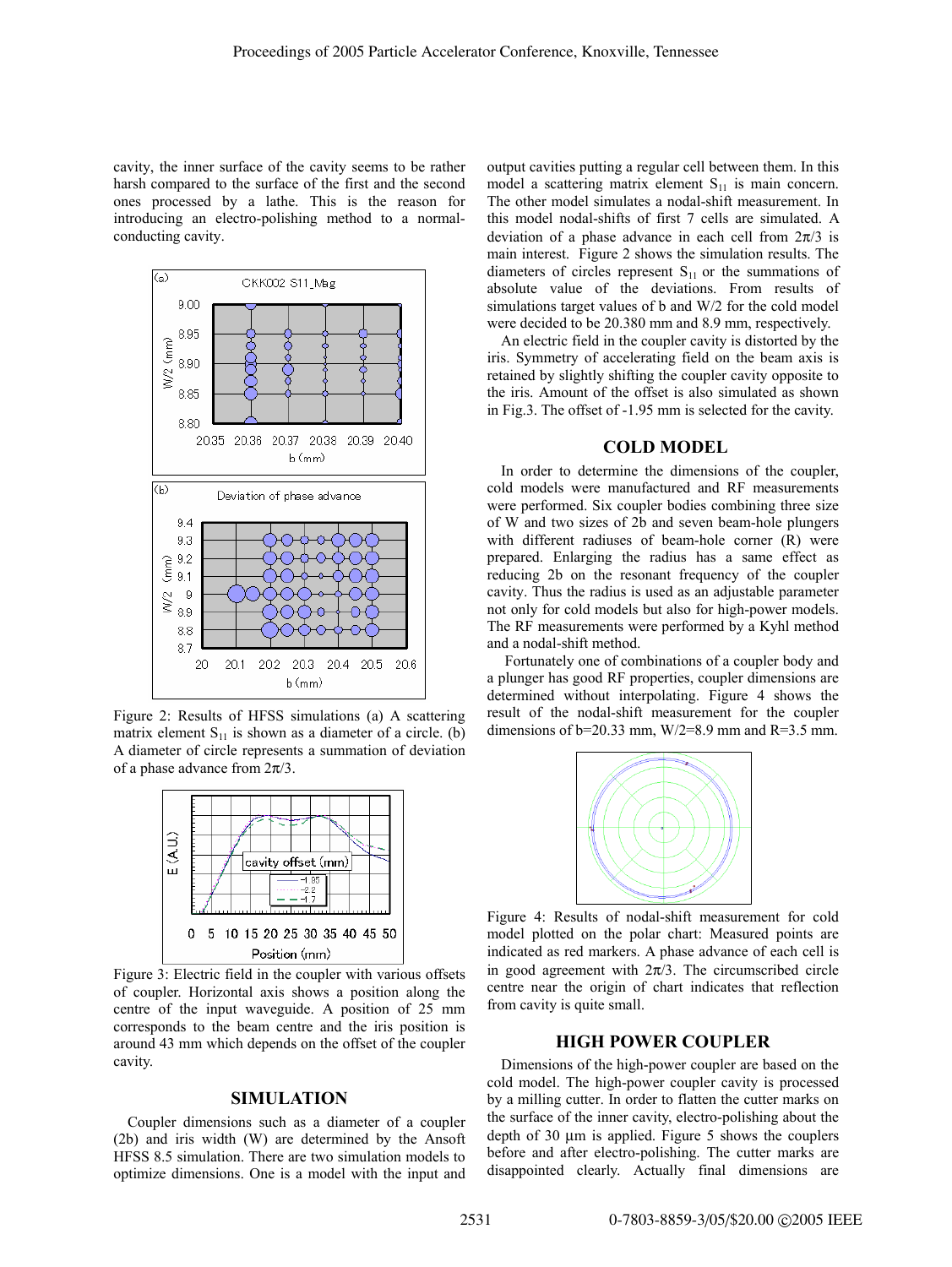cavity, the inner surface of the cavity seems to be rather harsh compared to the surface of the first and the second ones processed by a lathe. This is the reason for introducing an electro-polishing method to a normal-conducting cavity.

Figure 2: Results of HFSS simulations (a) A scattering matrix element $S_{11}$ is shown as a diameter of a circle. (b) A diameter of circle represents a summation of deviation of a phase advance from $2\pi/3$.

Figure 3: Electric field in the coupler with various offsets of coupler. Horizontal axis shows a position along the centre of the input waveguide. A position of 25 mm corresponds to the beam centre and the iris position is around 43 mm which depends on the offset of the coupler cavity.

## SIMULATION

Coupler dimensions such as a diameter of a coupler (2b) and iris width (W) are determined by the Ansoft HFSS 8.5 simulation. There are two simulation models to optimize dimensions. One is a model with the input and output cavities putting a regular cell between them. In this model a scattering matrix element $S_{11}$ is main concern. The other model simulates a nodal-shift measurement. In this model nodal-shifts of first 7 cells are simulated. A deviation of a phase advance in each cell from $2\pi/3$ is main interest. Figure 2 shows the simulation results. The diameters of circles represent $S_{11}$ or the summations of absolute value of the deviations. From results of simulations target values of b and W/2 for the cold model were decided to be 20.380 mm and 8.9 mm, respectively.

An electric field in the coupler cavity is distorted by the iris. Symmetry of accelerating field on the beam axis is retained by slightly shifting the coupler cavity opposite to the iris. Amount of the offset is also simulated as shown in Fig.3. The offset of -1.95 mm is selected for the cavity.

## COLD MODEL

In order to determine the dimensions of the coupler, cold models were manufactured and RF measurements were performed. Six coupler bodies combining three size of W and two sizes of 2b and seven beam-hole plungers with different radiuses of beam-hole corner (R) were prepared. Enlarging the radius has a same effect as reducing 2b on the resonant frequency of the coupler cavity. Thus the radius is used as an adjustable parameter not only for cold models but also for high-power models. The RF measurements were performed by a Kyhl method and a nodal-shift method.

Fortunately one of combinations of a coupler body and a plunger has good RF properties, coupler dimensions are determined without interpolating. Figure 4 shows the result of the nodal-shift measurement for the coupler dimensions of b=20.33 mm, W/2=8.9 mm and R=3.5 mm.

Figure 4: Results of nodal-shift measurement for cold model plotted on the polar chart: Measured points are indicated as red markers. A phase advance of each cell is in good agreement with $2\pi/3$. The circumscribed circle centre near the origin of chart indicates that reflection from cavity is quite small.

## HIGH POWER COUPLER

Dimensions of the high-power coupler are based on the cold model. The high-power coupler cavity is processed by a milling cutter. In order to flatten the cutter marks on the surface of the inner cavity, electro-polishing about the depth of 30 µm is applied. Figure 5 shows the couplers before and after electro-polishing. The cutter marks are disappointed clearly. Actually final dimensions are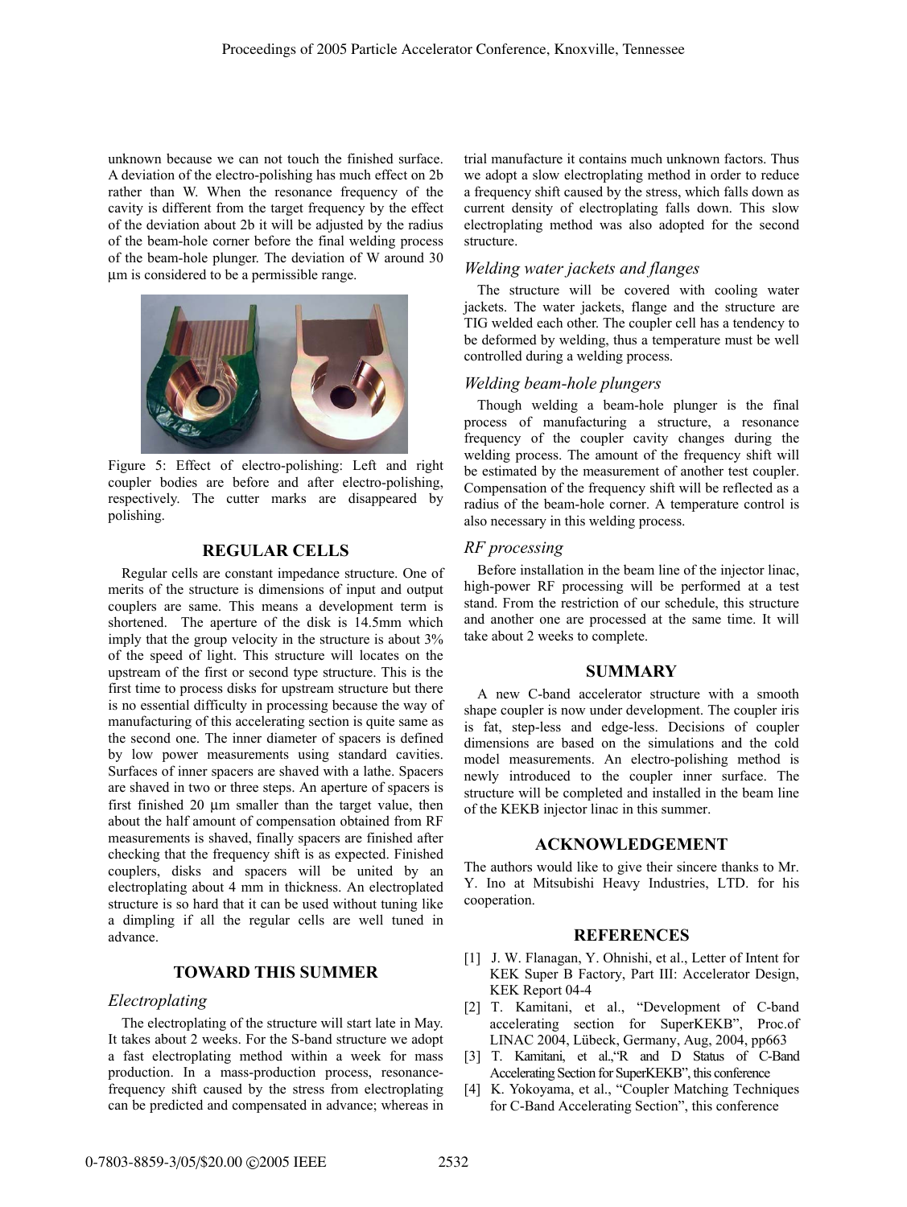unknown because we can not touch the finished surface. A deviation of the electro-polishing has much effect on 2b rather than W. When the resonance frequency of the cavity is different from the target frequency by the effect of the deviation about 2b it will be adjusted by the radius of the beam-hole corner before the final welding process of the beam-hole plunger. The deviation of W around 30 μm is considered to be a permissible range.

Figure 5: Effect of electro-polishing: Left and right coupler bodies are before and after electro-polishing, respectively. The cutter marks are disappeared by polishing.

## REGULAR CELLS

Regular cells are constant impedance structure. One of merits of the structure is dimensions of input and output couplers are same. This means a development term is shortened. The aperture of the disk is 14.5mm which imply that the group velocity in the structure is about 3% of the speed of light. This structure will locates on the upstream of the first or second type structure. This is the first time to process disks for upstream structure but there is no essential difficulty in processing because the way of manufacturing of this accelerating section is quite same as the second one. The inner diameter of spacers is defined by low power measurements using standard cavities. Surfaces of inner spacers are shaved with a lathe. Spacers are shaved in two or three steps. An aperture of spacers is first finished 20 μm smaller than the target value, then about the half amount of compensation obtained from RF measurements is shaved, finally spacers are finished after checking that the frequency shift is as expected. Finished couplers, disks and spacers will be united by an electroplating about 4 mm in thickness. An electroplated structure is so hard that it can be used without tuning like a dimpling if all the regular cells are well tuned in advance.

## TOWARD THIS SUMMER

### *Electroplating*

The electroplating of the structure will start late in May. It takes about 2 weeks. For the S-band structure we adopt a fast electroplating method within a week for mass production. In a mass-production process, resonance-frequency shift caused by the stress from electroplating can be predicted and compensated in advance; whereas in trial manufacture it contains much unknown factors. Thus we adopt a slow electroplating method in order to reduce a frequency shift caused by the stress, which falls down as current density of electroplating falls down. This slow electroplating method was also adopted for the second structure.

### *Welding water jackets and flanges*

The structure will be covered with cooling water jackets. The water jackets, flange and the structure are TIG welded each other. The coupler cell has a tendency to be deformed by welding, thus a temperature must be well controlled during a welding process.

### *Welding beam-hole plungers*

Though welding a beam-hole plunger is the final process of manufacturing a structure, a resonance frequency of the coupler cavity changes during the welding process. The amount of the frequency shift will be estimated by the measurement of another test coupler. Compensation of the frequency shift will be reflected as a radius of the beam-hole corner. A temperature control is also necessary in this welding process.

### *RF processing*

Before installation in the beam line of the injector linac, high-power RF processing will be performed at a test stand. From the restriction of our schedule, this structure and another one are processed at the same time. It will take about 2 weeks to complete.

## SUMMARY

A new C-band accelerator structure with a smooth shape coupler is now under development. The coupler iris is fat, step-less and edge-less. Decisions of coupler dimensions are based on the simulations and the cold model measurements. An electro-polishing method is newly introduced to the coupler inner surface. The structure will be completed and installed in the beam line of the KEKB injector linac in this summer.

## ACKNOWLEDGEMENT

The authors would like to give their sincere thanks to Mr. Y. Ino at Mitsubishi Heavy Industries, LTD. for his cooperation.

## REFERENCES

[1] J. W. Flanagan, Y. Ohnishi, et al., Letter of Intent for KEK Super B Factory, Part III: Accelerator Design, KEK Report 04-4

[2] T. Kamitani, et al., "Development of C-band accelerating section for SuperKEKB", Proc.of LINAC 2004, Lübeck, Germany, Aug, 2004, pp663

[3] T. Kamitani, et al.,"R and D Status of C-Band Accelerating Section for SuperKEKB", this conference

[4] K. Yokoyama, et al., "Coupler Matching Techniques for C-Band Accelerating Section", this conference